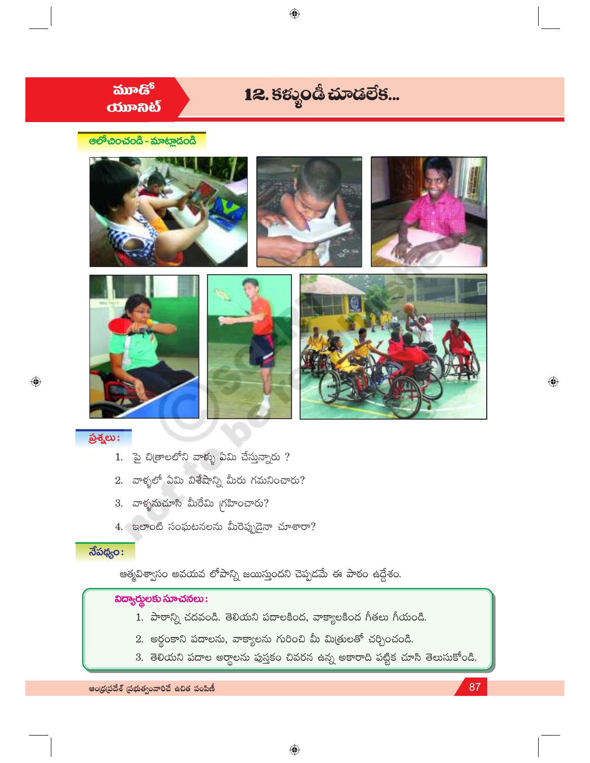మూడో యూనిట్

# 12. కళ్ళుండీ చూడలేక...

## ఆలోచించండి - మాట్లాడండి

### ప్రశ్నలు:

1. పై చిత్రాలలోని వాళ్ళు ఏమి చేస్తున్నారు ?
2. వాళ్ళలో ఏమి విశేషాన్ని మీరు గమనించారు?
3. వాళ్ళనుచూసి మీరేమి గ్రహించారు?
4. ఇలాంటి సంఘటనలను మీరెప్పుడైనా చూశారా?

### నేపథ్యం:

ఆత్మవిశ్వాసం అవయవ లోపాన్ని జయిస్తుందని చెప్పడమే ఈ పాఠం ఉద్దేశం.

**విద్యార్థులకు సూచనలు:**

1. పాఠాన్ని చదవండి. తెలియని పదాలకింద, వాక్యాలకింద గీతలు గీయండి.
2. అర్థంకాని పదాలను, వాక్యాలను గురించి మీ మిత్రులతో చర్చించండి.
3. తెలియని పదాల అర్థాలను పుస్తకం చివరన ఉన్న అకారాది పట్టిక చూసి తెలుసుకోండి.

ఆంధ్రప్రదేశ్ ప్రభుత్వంవారిచే ఉచిత పంపిణీ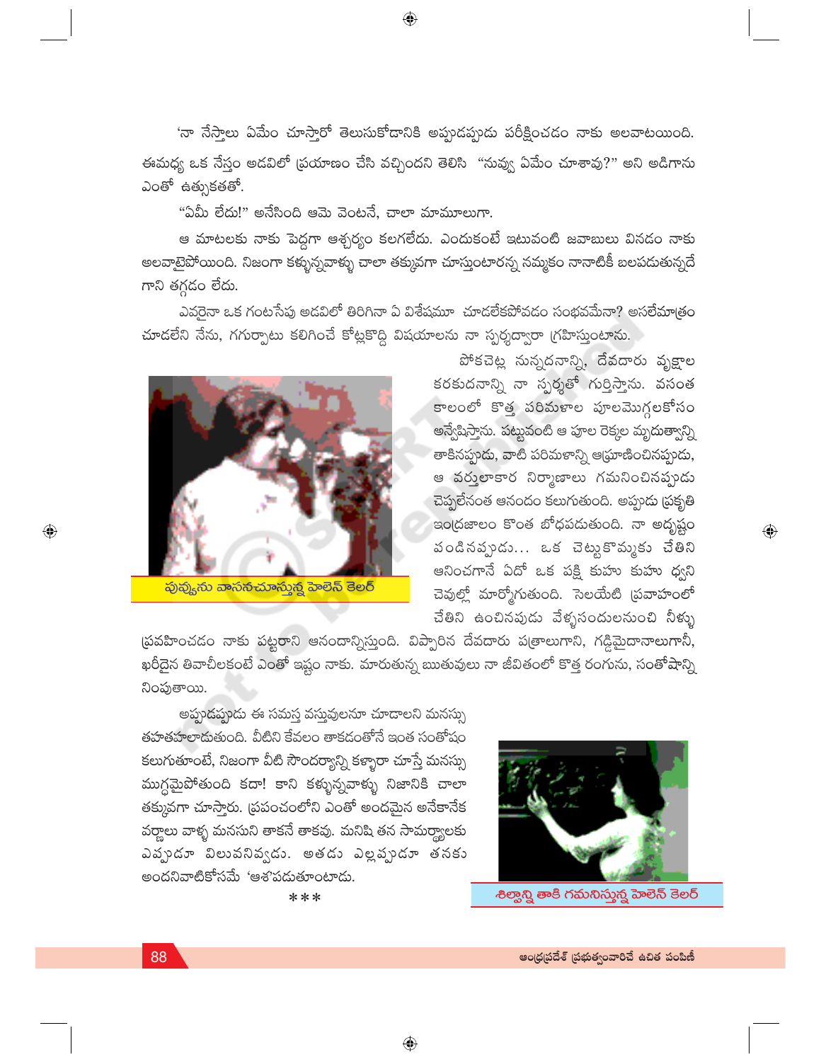'నా నేస్తాలు ఏమేం చూస్తారో తెలుసుకోడానికి అప్పుడప్పుడు పరీక్షించడం నాకు అలవాటయింది. ఈమధ్య ఒక నేస్తం అడవిలో ప్రయాణం చేసి వచ్చిందని తెలిసి "నువ్వు ఏమేం చూశావు?" అని అడిగాను ఎంతో ఉత్సుకతతో.

"ఏమీ లేదు!" అనేసింది ఆమె వెంటనే, చాలా మామూలుగా.

ఆ మాటలకు నాకు పెద్దగా ఆశ్చర్యం కలగలేదు. ఎందుకంటే ఇటువంటి జవాబులు వినడం నాకు అలవాటైపోయింది. నిజంగా కళ్ళున్నవాళ్ళు చాలా తక్కువగా చూస్తుంటారన్న నమ్మకం నానాటికీ బలపడుతున్నదే గాని తగ్గడం లేదు.

ఎవరైనా ఒక గంటసేపు అడవిలో తిరిగినా ఏ విశేషమూ చూడలేకపోవడం సంభవమేనా? అసలేమాత్రం చూడలేని నేను, గగుర్పాటు కలిగించే కోట్లకొద్ది విషయాలను నా స్పర్శద్వారా గ్రహిస్తుంటాను.

పోకచెట్ల నున్నదనాన్ని, దేవదారు వృక్షాల కరకుదనాన్ని నా స్పర్శతో గుర్తిస్తాను. వసంత కాలంలో కొత్త పరిమళాల పూలమొగ్గలకోసం అన్వేషిస్తాను. పట్టువంటి ఆ పూల రెక్కల మృదుత్వాన్ని తాకినప్పుడు, వాటి పరిమళాన్ని ఆఘ్రాణించినప్పుడు, ఆ వర్తులాకార నిర్మాణాలు గమనించినప్పుడు చెప్పలేనంత ఆనందం కలుగుతుంది. అప్పుడు ప్రకృతి ఇంద్రజాలం కొంత బోధపడుతుంది. నా అదృష్టం పండినప్పుడు... ఒక చెట్టుకొమ్మకు చేతిని ఆనించగానే ఏదో ఒక పక్షి కుహు కుహు ధ్వని చెవుల్లో మార్మోగుతుంది. సెలయేటి ప్రవాహంలో చేతిని ఉంచినపుడు వేళ్ళసందులనుంచి నీళ్ళు ప్రవహించడం నాకు పట్టరాని ఆనందాన్నిస్తుంది. విప్పారిన దేవదారు పత్రాలుగాని, గడ్డిమైదానాలుగానీ, ఖరీదైన తివాచీలకంటే ఎంతో ఇష్టం నాకు. మారుతున్న ఋతువులు నా జీవితంలో కొత్త రంగును, సంతోషాన్ని నింపుతాయి.

పువ్వును వాసనచూస్తున్న హెలెన్ కెలర్

అప్పుడప్పుడు ఈ సమస్త వస్తువులనూ చూడాలని మనస్సు తహతహలాడుతుంది. వీటిని కేవలం తాకడంతోనే ఇంత సంతోషం కలుగుతూంటే, నిజంగా వీటి సౌందర్యాన్ని కళ్ళారా చూస్తే మనస్సు ముగ్ధమైపోతుంది కదా! కాని కళ్ళున్నవాళ్ళు నిజానికి చాలా తక్కువగా చూస్తారు. ప్రపంచంలోని ఎంతో అందమైన అనేకానేక వర్ణాలు వాళ్ళ మనసుని తాకనే తాకవు. మనిషి తన సామర్థ్యాలకు ఎప్పుడూ విలువనివ్వడు. అతడు ఎల్లప్పుడూ తనకు అందనివాటికోసమే 'ఆశ'పడుతూంటాడు.

\*\*\*

శిల్పాన్ని తాకి గమనిస్తున్న హెలెన్ కెలర్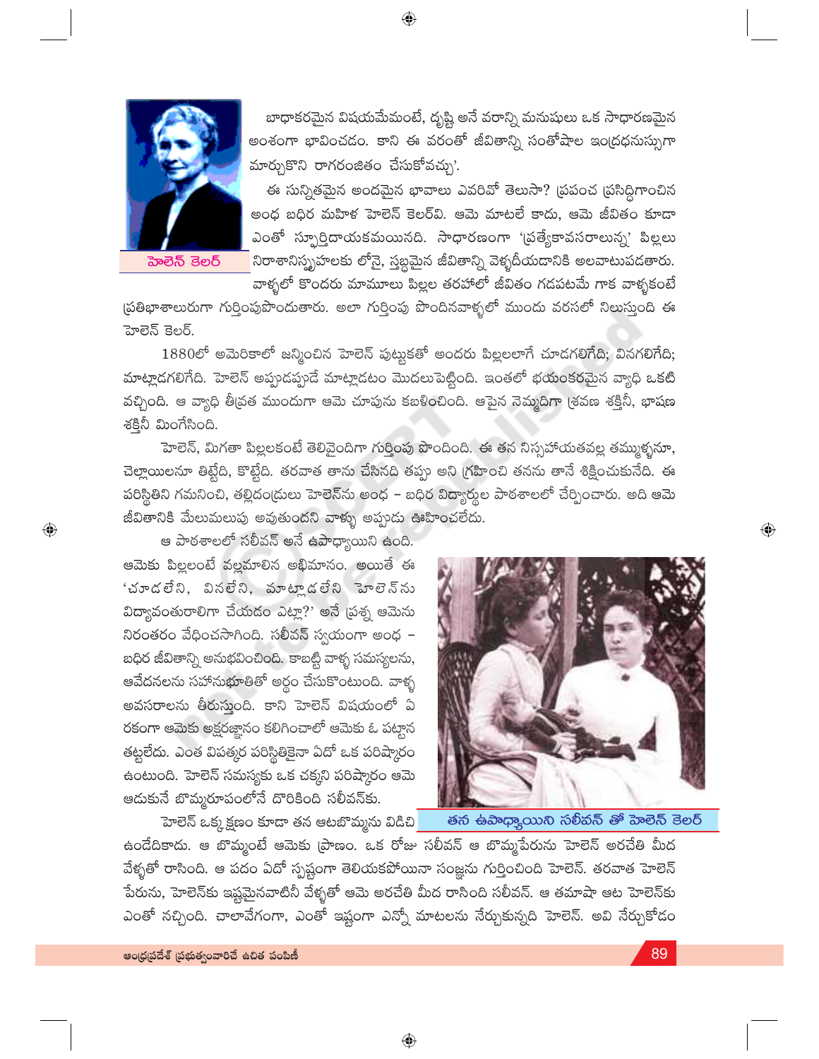బాధాకరమైన విషయమేమంటే, దృష్టి అనే వరాన్ని మనుషులు ఒక సాధారణమైన అంశంగా భావించడం. కాని ఈ వరంతో జీవితాన్ని సంతోషాల ఇంద్రధనుస్సుగా మార్చుకొని రాగరంజితం చేసుకోవచ్చు'.

హెలెన్ కెలర్

ఈ సున్నితమైన అందమైన భావాలు ఎవరివో తెలుసా? ప్రపంచ ప్రసిద్ధిగాంచిన అంధ బధిర మహిళ హెలెన్ కెలర్‌వి. ఆమె మాటలే కాదు, ఆమె జీవితం కూడా ఎంతో స్ఫూర్తిదాయకమయినది. సాధారణంగా 'ప్రత్యేకావసరాలున్న' పిల్లలు నిరాశానిస్పృహలకు లోనై, స్తబ్ధమైన జీవితాన్ని వెళ్ళదీయడానికి అలవాటుపడతారు. వాళ్ళలో కొందరు మామూలు పిల్లల తరహాలో జీవితం గడపటమే గాక వాళ్ళకంటే ప్రతిభాశాలురుగా గుర్తింపుపొందుతారు. అలా గుర్తింపు పొందినవాళ్ళలో ముందు వరసలో నిలుస్తుంది ఈ హెలెన్ కెలర్.

1880లో అమెరికాలో జన్మించిన హెలెన్ పుట్టుకతో అందరు పిల్లలలాగే చూడగలిగేది; వినగలిగేది; మాట్లాడగలిగేది. హెలెన్ అప్పుడప్పుడే మాట్లాడటం మొదలుపెట్టింది. ఇంతలో భయంకరమైన వ్యాధి ఒకటి వచ్చింది. ఆ వ్యాధి తీవ్రత ముందుగా ఆమె చూపును కబళించింది. ఆపైన నెమ్మదిగా శ్రవణ శక్తినీ, భాషణ శక్తినీ మింగేసింది.

హెలెన్, మిగతా పిల్లలకంటే తెలివైందిగా గుర్తింపు పొందింది. ఈ తన నిస్సహాయతవల్ల తమ్ముళ్ళనూ, చెల్లాయిలనూ తిట్టేది, కొట్టేది. తరవాత తాను చేసినది తప్పు అని గ్రహించి తనను తానే శిక్షించుకునేది. ఈ పరిస్థితిని గమనించి, తల్లిదండ్రులు హెలెన్‌ను అంధ – బధిర విద్యార్థుల పాఠశాలలో చేర్పించారు. అది ఆమె జీవితానికి మేలుమలుపు అవుతుందని వాళ్ళు అప్పుడు ఊహించలేదు.

ఆ పాఠశాలలో సలీవన్ అనే ఉపాధ్యాయిని ఉంది. ఆమెకు పిల్లలంటే వల్లమాలిన అభిమానం. అయితే ఈ 'చూడలేని, వినలేని, మాట్లాడలేని హెలెన్‌ను విద్యావంతురాలిగా చేయడం ఎట్లా?' అనే ప్రశ్న ఆమెను నిరంతరం వేధించసాగింది. సలీవన్ స్వయంగా అంధ – బధిర జీవితాన్ని అనుభవించింది. కాబట్టి వాళ్ళ సమస్యలను, ఆవేదనలను సహానుభూతితో అర్థం చేసుకొంటుంది. వాళ్ళ అవసరాలను తీరుస్తుంది. కాని హెలెన్ విషయంలో ఏ రకంగా ఆమెకు అక్షరజ్ఞానం కలిగించాలో ఆమెకు ఓ పట్టాన తట్టలేదు. ఎంత విపత్కర పరిస్థితికైనా ఏదో ఒక పరిష్కారం ఉంటుంది. హెలెన్ సమస్యకు ఒక చక్కని పరిష్కారం ఆమె ఆడుకునే బొమ్మరూపంలోనే దొరికింది సలీవన్‌కు.

తన ఉపాధ్యాయిని సలీవన్ తో హెలెన్ కెలర్

హెలెన్ ఒక్క క్షణం కూడా తన ఆటబొమ్మను విడిచి ఉండేదికాదు. ఆ బొమ్మంటే ఆమెకు ప్రాణం. ఒక రోజు సలీవన్ ఆ బొమ్మపేరును హెలెన్ అరచేతి మీద వేళ్ళతో రాసింది. ఆ పదం ఏదో స్పష్టంగా తెలియకపోయినా సంజ్ఞను గుర్తించింది హెలెన్. తరవాత హెలెన్ పేరును, హెలెన్‌కు ఇష్టమైనవాటినీ వేళ్ళతో ఆమె అరచేతి మీద రాసింది సలీవన్. ఆ తమాషా ఆట హెలెన్‌కు ఎంతో నచ్చింది. చాలావేగంగా, ఎంతో ఇష్టంగా ఎన్నో మాటలను నేర్చుకున్నది హెలెన్. అవి నేర్చుకోడం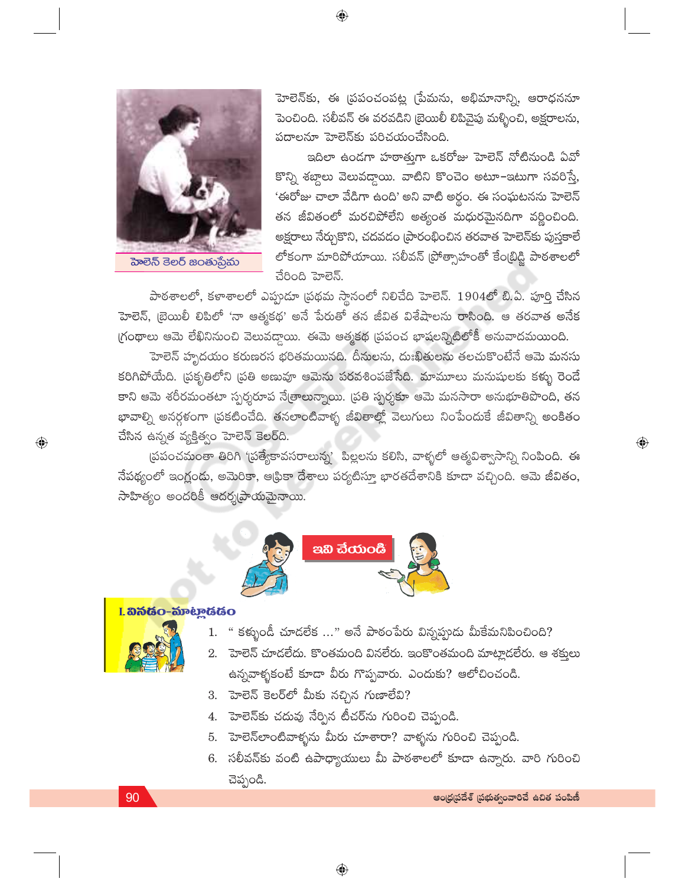హెలెన్ కెలర్ జంతుప్రేమ

హెలెన్‌కు, ఈ ప్రపంచంపట్ల ప్రేమను, అభిమానాన్ని, ఆరాధననూ పెంచింది. సలీవన్ ఈ వరవడిని బ్రెయిలీ లిపివైపు మళ్ళించి, అక్షరాలను, పదాలనూ హెలెన్‌కు పరిచయంచేసింది.

ఇదిలా ఉండగా హఠాత్తుగా ఒకరోజు హెలెన్ నోటినుండి ఏవో కొన్ని శబ్దాలు వెలువడ్డాయి. వాటిని కొంచెం అటూ-ఇటుగా సవరిస్తే, 'ఈరోజు చాలా వేడిగా ఉంది' అని వాటి అర్థం. ఈ సంఘటనను హెలెన్ తన జీవితంలో మరచిపోలేని అత్యంత మధురమైనదిగా వర్ణించింది. అక్షరాలు నేర్చుకొని, చదవడం ప్రారంభించిన తరవాత హెలెన్‌కు పుస్తకాలే లోకంగా మారిపోయాయి. సలీవన్ ప్రోత్సాహంతో కేంబ్రిడ్జి పాఠశాలలో చేరింది హెలెన్.

పాఠశాలలో, కళాశాలలో ఎప్పుడూ ప్రథమ స్థానంలో నిలిచేది హెలెన్. 1904లో బి.ఏ. పూర్తి చేసిన హెలెన్, బ్రెయిలీ లిపిలో 'నా ఆత్మకథ' అనే పేరుతో తన జీవిత విశేషాలను రాసింది. ఆ తరవాత అనేక గ్రంథాలు ఆమె లేఖినినుంచి వెలువడ్డాయి. ఈమె ఆత్మకథ ప్రపంచ భాషలన్నిటిలోకీ అనువాదమయింది.

హెలెన్ హృదయం కరుణరస భరితమయినది. దీనులను, దుఃఖితులను తలచుకొంటేనే ఆమె మనసు కరిగిపోయేది. ప్రకృతిలోని ప్రతి అణువూ ఆమెను పరవశింపజేసేది. మామూలు మనుషులకు కళ్ళు రెండే కాని ఆమె శరీరమంతటా స్పర్శరూప నేత్రాలున్నాయి. ప్రతి స్పర్శకూ ఆమె మనసారా అనుభూతిపొంది, తన భావాల్ని అనర్గళంగా ప్రకటించేది. తనలాంటివాళ్ళ జీవితాల్లో వెలుగులు నింపేందుకే జీవితాన్ని అంకితం చేసిన ఉన్నత వ్యక్తిత్వం హెలెన్ కెలర్‌ది.

ప్రపంచమంతా తిరిగి 'ప్రత్యేకావసరాలున్న' పిల్లలను కలిసి, వాళ్ళలో ఆత్మవిశ్వాసాన్ని నింపింది. ఈ నేపథ్యంలో ఇంగ్లండు, అమెరికా, ఆఫ్రికా దేశాలు పర్యటిస్తూ భారతదేశానికి కూడా వచ్చింది. ఆమె జీవితం, సాహిత్యం అందరికీ ఆదర్శప్రాయమైనాయి.

## ఇవి చేయండి

### I. వినడం-మాట్లాడడం

1. " కళ్ళుండీ చూడలేక ..." అనే పాఠంపేరు విన్నప్పుడు మీకేమనిపించింది?
2. హెలెన్ చూడలేదు. కొంతమంది వినలేరు. ఇంకొంతమంది మాట్లాడలేరు. ఆ శక్తులు ఉన్నవాళ్ళకంటే కూడా వీరు గొప్పవారు. ఎందుకు? ఆలోచించండి.
3. హెలెన్ కెలర్‌లో మీకు నచ్చిన గుణాలేవి?
4. హెలెన్‌కు చదువు నేర్పిన టీచర్‌ను గురించి చెప్పండి.
5. హెలెన్‌లాంటివాళ్ళను మీరు చూశారా? వాళ్ళను గురించి చెప్పండి.
6. సలీవన్‌కు వంటి ఉపాధ్యాయులు మీ పాఠశాలలో కూడా ఉన్నారు. వారి గురించి చెప్పండి.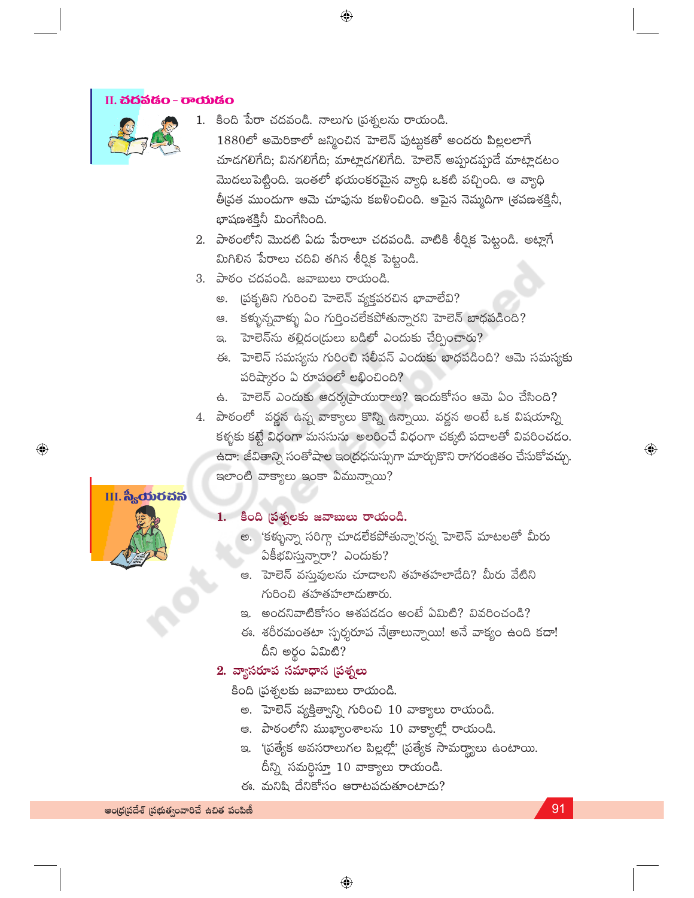## II. చదవడం – రాయడం

1. కింది పేరా చదవండి. నాలుగు ప్రశ్నలను రాయండి.

   1880లో అమెరికాలో జన్మించిన హెలెన్ పుట్టుకతో అందరు పిల్లలలాగే చూడగలిగేది; వినగలిగేది; మాట్లాడగలిగేది. హెలెన్ అప్పుడప్పుడే మాట్లాడటం మొదలుపెట్టింది. ఇంతలో భయంకరమైన వ్యాధి ఒకటి వచ్చింది. ఆ వ్యాధి తీవ్రత ముందుగా ఆమె చూపును కబళించింది. ఆపైన నెమ్మదిగా శ్రవణశక్తినీ, భాషణశక్తినీ మింగేసింది.

2. పాఠంలోని మొదటి ఏడు పేరాలూ చదవండి. వాటికి శీర్షిక పెట్టండి. అట్లాగే మిగిలిన పేరాలు చదివి తగిన శీర్షిక పెట్టండి.

3. పాఠం చదవండి. జవాబులు రాయండి.

   అ. ప్రకృతిని గురించి హెలెన్ వ్యక్తపరచిన భావాలేవి?

   ఆ. కళ్ళున్నవాళ్ళు ఏం గుర్తించలేకపోతున్నారని హెలెన్ బాధపడింది?

   ఇ. హెలెన్‌ను తల్లిదండ్రులు బడిలో ఎందుకు చేర్పించారు?

   ఈ. హెలెన్ సమస్యను గురించి సలీవన్ ఎందుకు బాధపడింది? ఆమె సమస్యకు పరిష్కారం ఏ రూపంలో లభించింది?

   ఉ. హెలెన్ ఎందుకు ఆదర్శప్రాయురాలు? ఇందుకోసం ఆమె ఏం చేసింది?

4. పాఠంలో వర్ణన ఉన్న వాక్యాలు కొన్ని ఉన్నాయి. వర్ణన అంటే ఒక విషయాన్ని కళ్ళకు కట్టే విధంగా మనసును అలరించే విధంగా చక్కటి పదాలతో వివరించడం. ఉదా: జీవితాన్ని సంతోషాల ఇంద్రధనుస్సుగా మార్చుకొని రాగరంజితం చేసుకోవచ్చు. ఇలాంటి వాక్యాలు ఇంకా ఏమున్నాయి?

## III. స్వీయరచన

### 1. కింది ప్రశ్నలకు జవాబులు రాయండి.

అ. 'కళ్ళున్నా సరిగ్గా చూడలేకపోతున్నా'రన్న హెలెన్ మాటలతో మీరు ఏకీభవిస్తున్నారా? ఎందుకు?

ఆ. హెలెన్ వస్తువులను చూడాలని తహతహలాడేది? మీరు వేటిని గురించి తహతహలాడుతారు.

ఇ. అందనివాటికోసం ఆశపడడం అంటే ఏమిటి? వివరించండి?

ఈ. శరీరమంతటా స్పర్శరూప నేత్రాలున్నాయి! అనే వాక్యం ఉంది కదా! దీని అర్థం ఏమిటి?

### 2. వ్యాసరూప సమాధాన ప్రశ్నలు

కింది ప్రశ్నలకు జవాబులు రాయండి.

అ. హెలెన్ వ్యక్తిత్వాన్ని గురించి 10 వాక్యాలు రాయండి.

ఆ. పాఠంలోని ముఖ్యాంశాలను 10 వాక్యాల్లో రాయండి.

ఇ. 'ప్రత్యేక అవసరాలుగల పిల్లల్లో' ప్రత్యేక సామర్థ్యాలు ఉంటాయి. దీన్ని సమర్థిస్తూ 10 వాక్యాలు రాయండి.

ఈ. మనిషి దేనికోసం ఆరాటపడుతూంటాడు?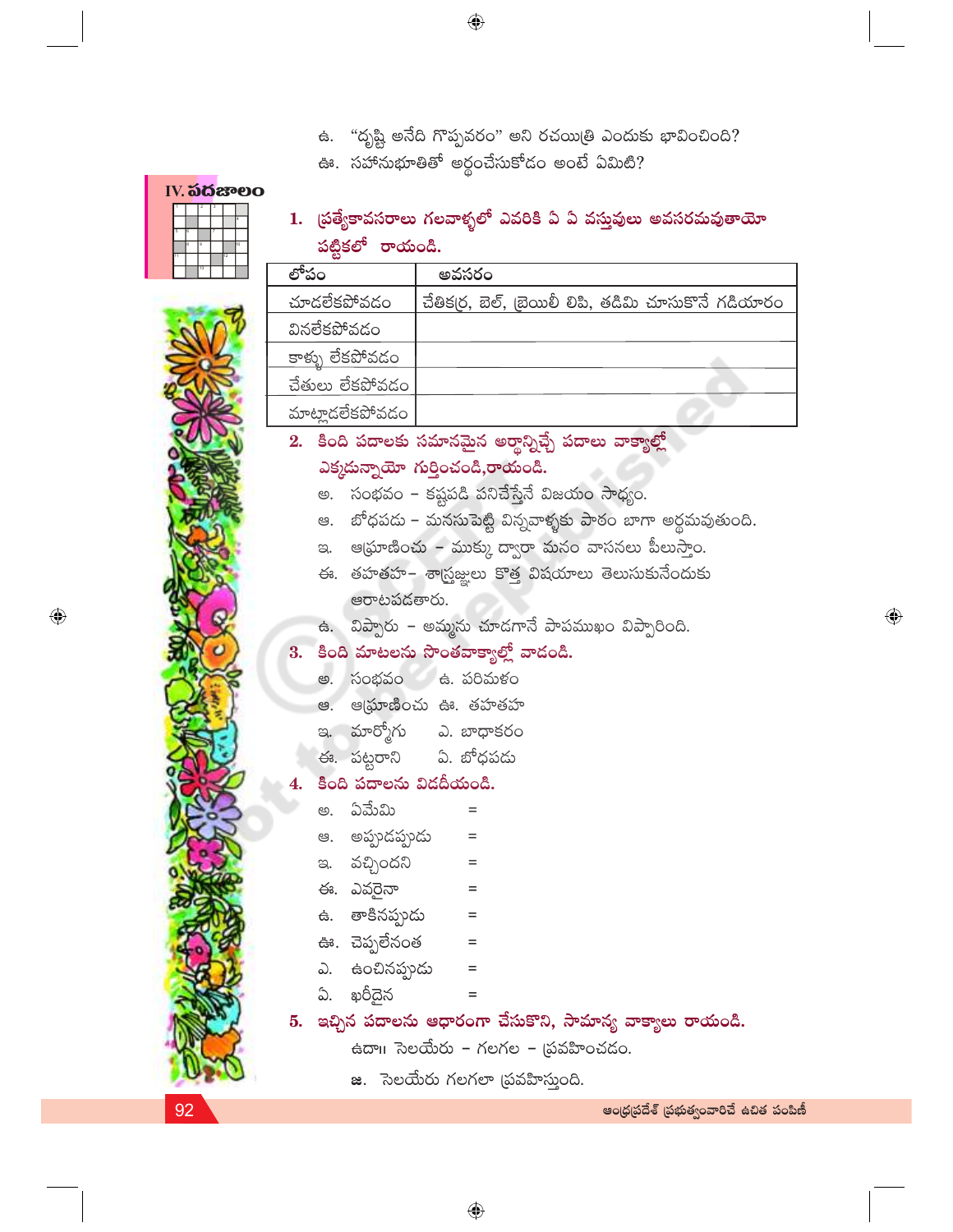ఉ. "దృష్టి అనేది గొప్పవరం" అని రచయిత్రి ఎందుకు భావించింది?

ఊ. సహానుభూతితో అర్థంచేసుకోడం అంటే ఏమిటి?

## IV. పదజాలం

**1. ప్రత్యేకావసరాలు గలవాళ్ళలో ఎవరికి ఏ ఏ వస్తువులు అవసరమవుతాయో పట్టికలో రాయండి.**

| లోపం | అవసరం |
|---|---|
| చూడలేకపోవడం | చేతికర్ర, బెల్, బ్రెయిలీ లిపి, తడిమి చూసుకొనే గడియారం |
| వినలేకపోవడం | |
| కాళ్ళు లేకపోవడం | |
| చేతులు లేకపోవడం | |
| మాట్లాడలేకపోవడం | |

**2. కింది పదాలకు సమానమైన అర్థాన్నిచ్చే పదాలు వాక్యాల్లో ఎక్కడున్నాయో గుర్తించండి,రాయండి.**

అ. సంభవం - కష్టపడి పనిచేస్తేనే విజయం సాధ్యం.

ఆ. బోధపడు - మనసుపెట్టి విన్నవాళ్ళకు పాఠం బాగా అర్థమవుతుంది.

ఇ. ఆఘ్రాణించు - ముక్కు ద్వారా మనం వాసనలు పీలుస్తాం.

ఈ. తహతహ- శాస్త్రజ్ఞులు కొత్త విషయాలు తెలుసుకునేందుకు ఆరాటపడతారు.

ఉ. విప్పారు - అమ్మను చూడగానే పాపముఖం విప్పారింది.

**3. కింది మాటలను సొంతవాక్యాల్లో వాడండి.**

అ. సంభవం &nbsp;&nbsp;&nbsp; ఉ. పరిమళం

ఆ. ఆఘ్రాణించు &nbsp;&nbsp;&nbsp; ఊ. తహతహ

ఇ. మార్మోగు &nbsp;&nbsp;&nbsp; ఎ. బాధాకరం

ఈ. పట్టరాని &nbsp;&nbsp;&nbsp; ఏ. బోధపడు

**4. కింది పదాలను విడదీయండి.**

అ. ఏమేమి =

ఆ. అప్పుడప్పుడు =

ఇ. వచ్చిందని =

ఈ. ఎవరైనా =

ఉ. తాకినప్పుడు =

ఊ. చెప్పలేనంత =

ఎ. ఉంచినప్పుడు =

ఏ. ఖరీదైన =

**5. ఇచ్చిన పదాలను ఆధారంగా చేసుకొని, సామాన్య వాక్యాలు రాయండి.**

ఉదా॥ సెలయేరు - గలగల - ప్రవహించడం.

జ. సెలయేరు గలగలా ప్రవహిస్తుంది.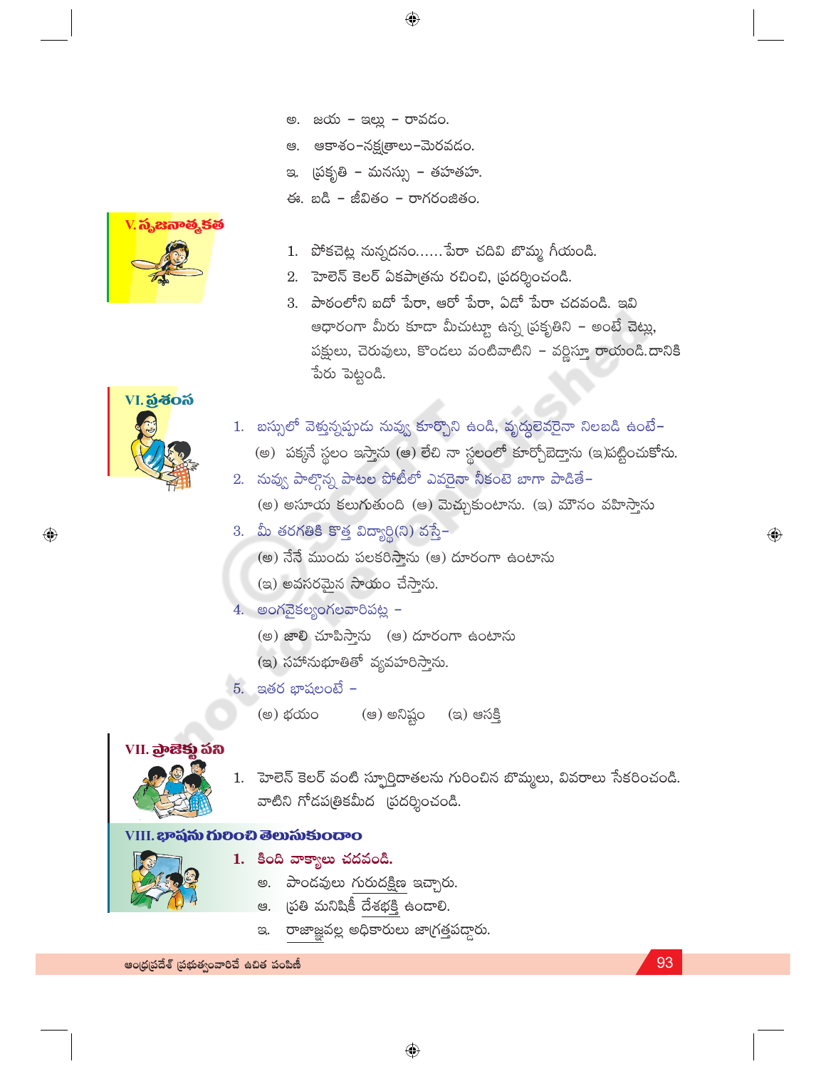అ. జయ - ఇల్లు - రావడం.

ఆ. ఆకాశం-నక్షత్రాలు-మెరవడం.

ఇ. ప్రకృతి - మనస్సు - తహతహ.

ఈ. బడి - జీవితం - రాగరంజితం.

## V. సృజనాత్మకత

1. పోకచెట్ల నున్నదనం...... పేరా చదివి బొమ్మ గీయండి.
2. హెలెన్ కెలర్ ఏకపాత్రను రచించి, ప్రదర్శించండి.
3. పాఠంలోని ఐదో పేరా, ఆరో పేరా, ఏడో పేరా చదవండి. ఇవి ఆధారంగా మీరు కూడా మీచుట్టూ ఉన్న ప్రకృతిని - అంటే చెట్లు, పక్షులు, చెరువులు, కొండలు వంటివాటిని - వర్ణిస్తూ రాయండి. దానికి పేరు పెట్టండి.

## VI. ప్రశంస

1. బస్సులో వెళ్తున్నప్పుడు నువ్వు కూర్చొని ఉండి, వృద్ధులెవరైనా నిలబడి ఉంటే–
   (అ) పక్కనే స్థలం ఇస్తాను (ఆ) లేచి నా స్థలంలో కూర్చోబెడ్తాను (ఇ)పట్టించుకోను.
2. నువ్వు పాల్గొన్న పాటల పోటీలో ఎవరైనా నీకంటె బాగా పాడితే–
   (అ) అసూయ కలుగుతుంది (ఆ) మెచ్చుకుంటాను. (ఇ) మౌనం వహిస్తాను
3. మీ తరగతికి కొత్త విద్యార్థి(ని) వస్తే–
   (అ) నేనే ముందు పలకరిస్తాను (ఆ) దూరంగా ఉంటాను
   (ఇ) అవసరమైన సాయం చేస్తాను.
4. అంగవైకల్యంగలవారిపట్ల –
   (అ) జాలి చూపిస్తాను (ఆ) దూరంగా ఉంటాను
   (ఇ) సహానుభూతితో వ్యవహరిస్తాను.
5. ఇతర భాషలంటే –
   (అ) భయం (ఆ) అనిష్టం (ఇ) ఆసక్తి

## VII. ప్రాజెక్టు పని

1. హెలెన్ కెలర్ వంటి స్ఫూర్తిదాతలను గురించిన బొమ్మలు, వివరాలు సేకరించండి. వాటిని గోడపత్రికమీద ప్రదర్శించండి.

## VIII. భాషను గురించి తెలుసుకుందాం

**1. కింది వాక్యాలు చదవండి.**

అ. పాండవులు గురుదక్షిణ ఇచ్చారు.

ఆ. ప్రతి మనిషికీ దేశభక్తి ఉండాలి.

ఇ. రాజాజ్ఞవల్ల అధికారులు జాగ్రత్తపడ్డారు.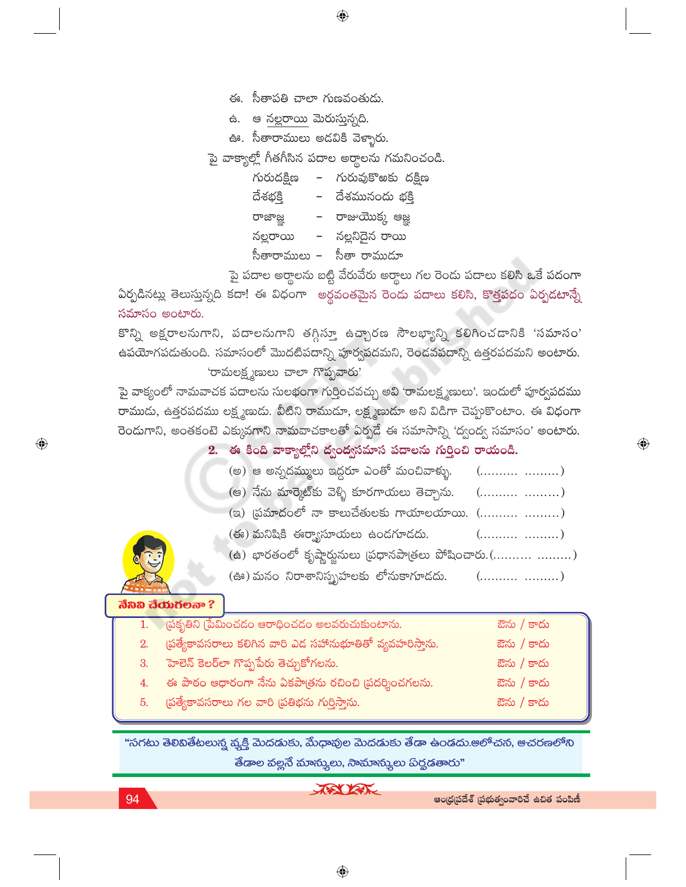ఈ. సీతాపతి చాలా గుణవంతుడు.

ఉ. ఆ నల్లరాయి మెరుస్తున్నది.

ఊ. సీతారాములు అడవికి వెళ్ళారు.

పై వాక్యాల్లో గీతగీసిన పదాల అర్థాలను గమనించండి.

| | | |
|---|---|---|
| గురుదక్షిణ | - | గురువుకొఱకు దక్షిణ |
| దేశభక్తి | - | దేశమునందు భక్తి |
| రాజాజ్ఞ | - | రాజుయొక్క ఆజ్ఞ |
| నల్లరాయి | - | నల్లనిదైన రాయి |
| సీతారాములు | - | సీతా రాముడూ |

పై పదాల అర్థాలను బట్టి వేరువేరు అర్థాలు గల రెండు పదాలు కలిసి ఒకే పదంగా ఏర్పడినట్లు తెలుస్తున్నది కదా! ఈ విధంగా అర్థవంతమైన రెండు పదాలు కలిసి, కొత్తపదం ఏర్పడటాన్నే సమాసం అంటారు.

కొన్ని అక్షరాలనుగాని, పదాలనుగాని తగ్గిస్తూ ఉచ్చారణ సౌలభ్యాన్ని కలిగించడానికి 'సమాసం' ఉపయోగపడుతుంది. సమాసంలో మొదటిపదాన్ని పూర్వపదమని, రెండవపదాన్ని ఉత్తరపదమని అంటారు.

'రామలక్ష్మణులు చాలా గొప్పవారు'

పై వాక్యంలో నామవాచక పదాలను సులభంగా గుర్తించవచ్చు అవి 'రామలక్ష్మణులు'. ఇందులో పూర్వపదము రాముడు, ఉత్తరపదము లక్ష్మణుడు. వీటిని రాముడూ, లక్ష్మణుడూ అని విడిగా చెప్పుకొంటాం. ఈ విధంగా రెండుగాని, అంతకంటె ఎక్కువగాని నామవాచకాలతో ఏర్పడే ఈ సమాసాన్ని 'ద్వంద్వ సమాసం' అంటారు.

**2. ఈ కింది వాక్యాల్లోని ద్వంద్వసమాస పదాలను గుర్తించి రాయండి.**

(అ) ఆ అన్నదమ్ములు ఇద్దరూ ఎంతో మంచివాళ్ళు. (………. ………)

(ఆ) నేను మార్కెట్‌కు వెళ్ళి కూరగాయలు తెచ్చాను. (………. ………)

(ఇ) ప్రమాదంలో నా కాలుచేతులకు గాయాలయాయి. (………. ………)

(ఈ) మనిషికి ఈర్ష్యాసూయలు ఉండగూడదు. (………. ………)

(ఉ) భారతంలో కృష్ణార్జునులు ప్రధానపాత్రలు పోషించారు. (………. ………)

(ఊ) మనం నిరాశానిస్పృహలకు లోనుకాగూడదు. (………. ………)

**నేనివి చేయగలనా ?**

| | | |
|---|---|---|
| 1. | ప్రకృతిని ప్రేమించడం ఆరాధించడం అలవరుచుకుంటాను. | ఔను / కాదు |
| 2. | ప్రత్యేకావసరాలు కలిగిన వారి ఎడ సహానుభూతితో వ్యవహరిస్తాను. | ఔను / కాదు |
| 3. | హెలెన్ కెలర్‌లా గొప్పపేరు తెచ్చుకోగలను. | ఔను / కాదు |
| 4. | ఈ పాఠం ఆధారంగా నేను ఏకపాత్రను రచించి ప్రదర్శించగలను. | ఔను / కాదు |
| 5. | ప్రత్యేకావసరాలు గల వారి ప్రతిభను గుర్తిస్తాను. | ఔను / కాదు |

"సగటు తెలివితేటలున్న వ్యక్తి మెదడుకు, మేధావుల మెదడుకు తేడా ఉండదు.ఆలోచన, ఆచరణలోని తేడాల వల్లనే మాన్యులు, సామాన్యులు ఏర్పడతారు"